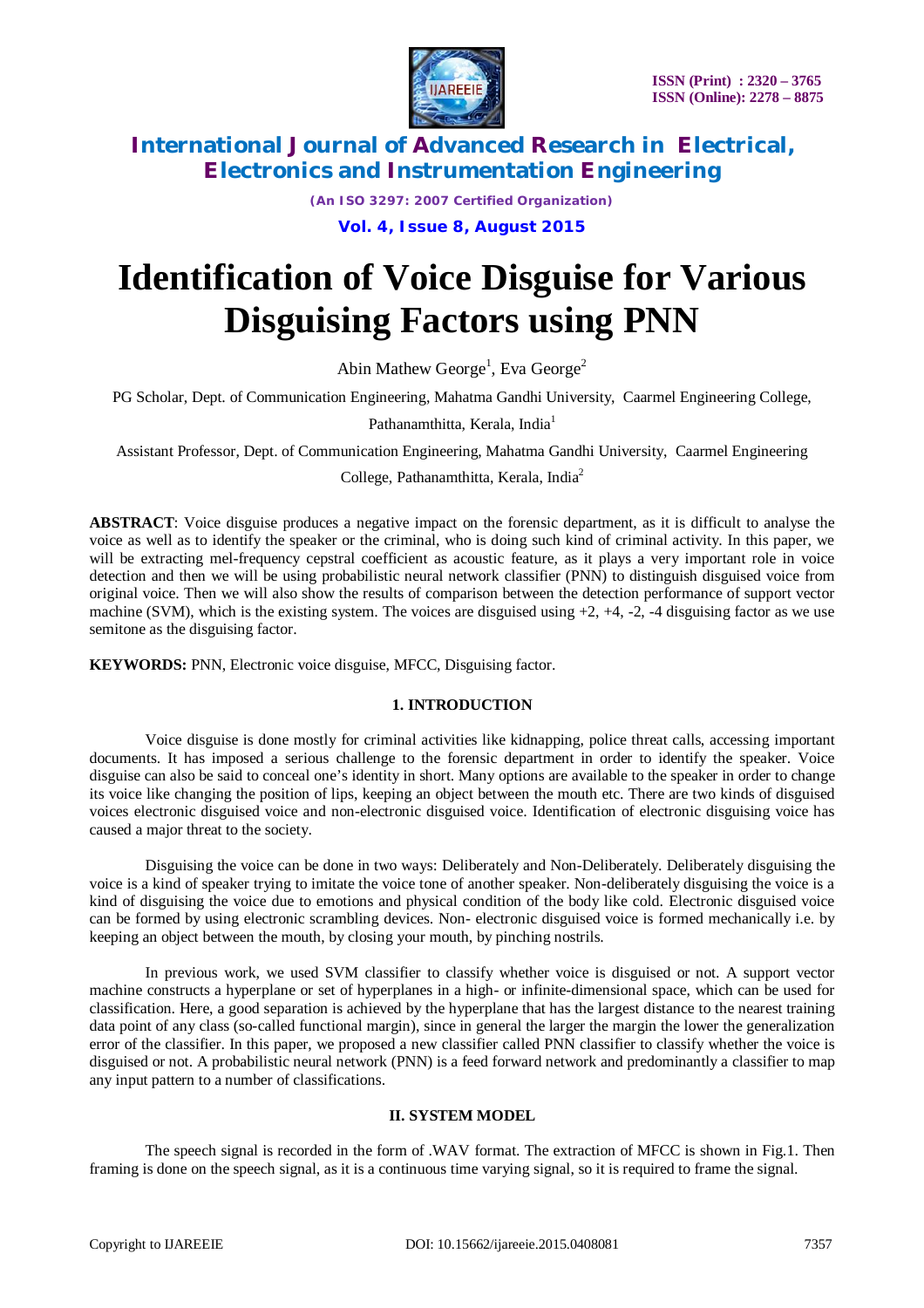# Identification of Voice Disguise for Various Disguising Factors using PNN

Abin Mathew George[1], Eva George[2]

PG Scholar, Dept. of Communication Engineering, Mahatma Gandhi University, Caarmel Engineering College, Pathanamthitta, Kerala, India[1]

Assistant Professor, Dept. of Communication Engineering, Mahatma Gandhi University, Caarmel Engineering College, Pathanamthitta, Kerala, India[2]

**ABSTRACT**: Voice disguise produces a negative impact on the forensic department, as it is difficult to analyse the voice as well as to identify the speaker or the criminal, who is doing such kind of criminal activity. In this paper, we will be extracting mel-frequency cepstral coefficient as acoustic feature, as it plays a very important role in voice detection and then we will be using probabilistic neural network classifier (PNN) to distinguish disguised voice from original voice. Then we will also show the results of comparison between the detection performance of support vector machine (SVM), which is the existing system. The voices are disguised using +2, +4, -2, -4 disguising factor as we use semitone as the disguising factor.

**KEYWORDS:** PNN, Electronic voice disguise, MFCC, Disguising factor.

## 1. INTRODUCTION

Voice disguise is done mostly for criminal activities like kidnapping, police threat calls, accessing important documents. It has imposed a serious challenge to the forensic department in order to identify the speaker. Voice disguise can also be said to conceal one's identity in short. Many options are available to the speaker in order to change its voice like changing the position of lips, keeping an object between the mouth etc. There are two kinds of disguised voices electronic disguised voice and non-electronic disguised voice. Identification of electronic disguising voice has caused a major threat to the society.

Disguising the voice can be done in two ways: Deliberately and Non-Deliberately. Deliberately disguising the voice is a kind of speaker trying to imitate the voice tone of another speaker. Non-deliberately disguising the voice is a kind of disguising the voice due to emotions and physical condition of the body like cold. Electronic disguised voice can be formed by using electronic scrambling devices. Non- electronic disguised voice is formed mechanically i.e. by keeping an object between the mouth, by closing your mouth, by pinching nostrils.

In previous work, we used SVM classifier to classify whether voice is disguised or not. A support vector machine constructs a hyperplane or set of hyperplanes in a high- or infinite-dimensional space, which can be used for classification. Here, a good separation is achieved by the hyperplane that has the largest distance to the nearest training data point of any class (so-called functional margin), since in general the larger the margin the lower the generalization error of the classifier. In this paper, we proposed a new classifier called PNN classifier to classify whether the voice is disguised or not. A probabilistic neural network (PNN) is a feed forward network and predominantly a classifier to map any input pattern to a number of classifications.

## II. SYSTEM MODEL

The speech signal is recorded in the form of .WAV format. The extraction of MFCC is shown in Fig.1. Then framing is done on the speech signal, as it is a continuous time varying signal, so it is required to frame the signal.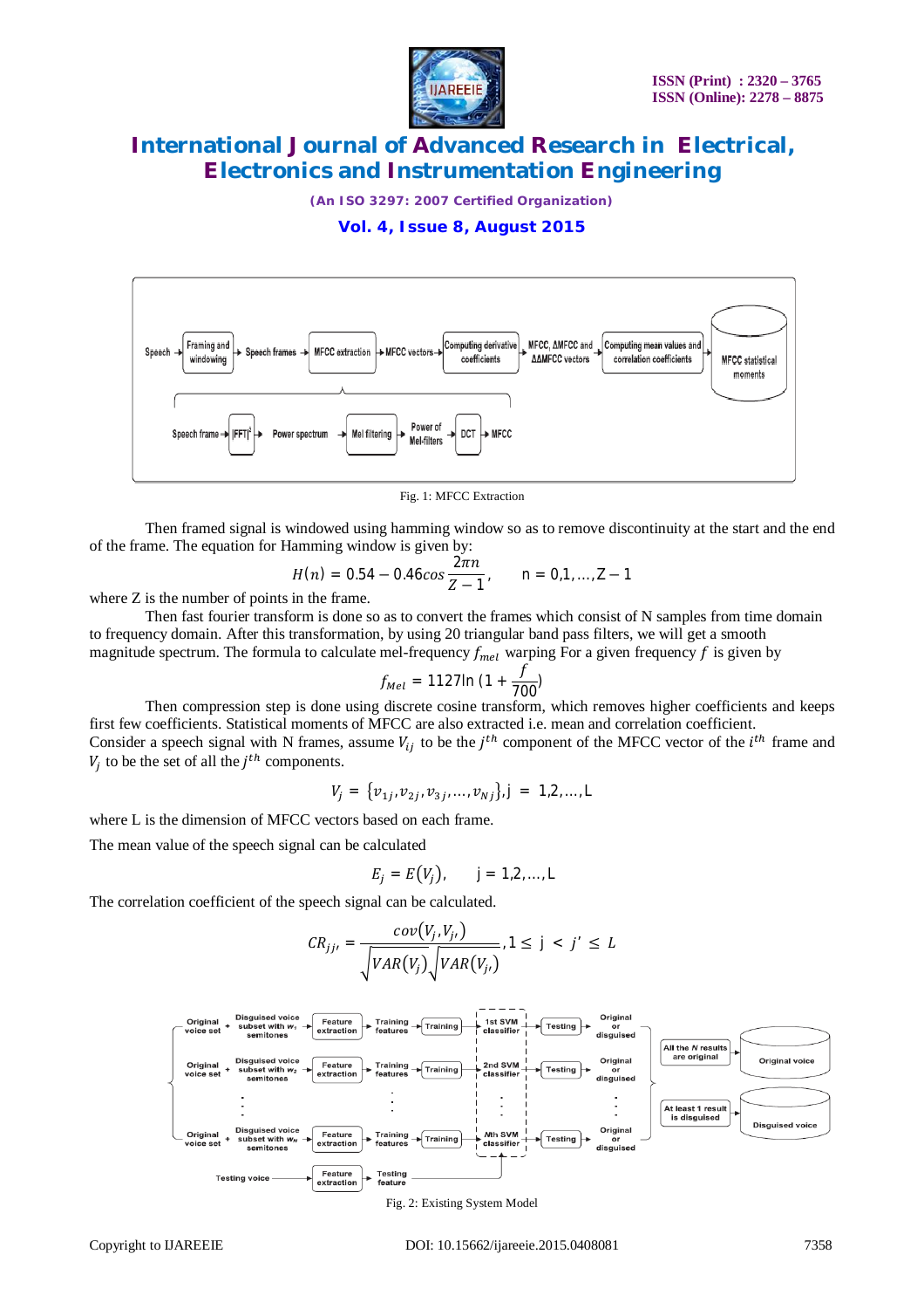Fig. 1: MFCC Extraction

Then framed signal is windowed using hamming window so as to remove discontinuity at the start and the end of the frame. The equation for Hamming window is given by:

$$H(n) = 0.54 - 0.46cos\frac{2\pi n}{Z-1}, \qquad n = 0,1,\ldots,Z-1$$

where Z is the number of points in the frame.

Then fast fourier transform is done so as to convert the frames which consist of N samples from time domain to frequency domain. After this transformation, by using 20 triangular band pass filters, we will get a smooth magnitude spectrum. The formula to calculate mel-frequency $f_{mel}$ warping For a given frequency $f$ is given by

$$f_{Mel} = 1127\ln\left(1 + \frac{f}{700}\right)$$

Then compression step is done using discrete cosine transform, which removes higher coefficients and keeps first few coefficients. Statistical moments of MFCC are also extracted i.e. mean and correlation coefficient. Consider a speech signal with N frames, assume $V_{ij}$ to be the $j^{th}$ component of the MFCC vector of the $i^{th}$ frame and $V_j$ to be the set of all the $j^{th}$ components.

$$V_j = \{v_{1j}, v_{2j}, v_{3j}, \ldots, v_{Nj}\}, j = 1,2,\ldots,L$$

where L is the dimension of MFCC vectors based on each frame.

The mean value of the speech signal can be calculated

$$E_j = E(V_j), \qquad j = 1,2,\ldots,L$$

The correlation coefficient of the speech signal can be calculated.

$$CR_{jj'} = \frac{cov(V_j, V_{j'})}{\sqrt{VAR(V_j)}\sqrt{VAR(V_{j'})}}, 1 \leq j < j' \leq L$$

Fig. 2: Existing System Model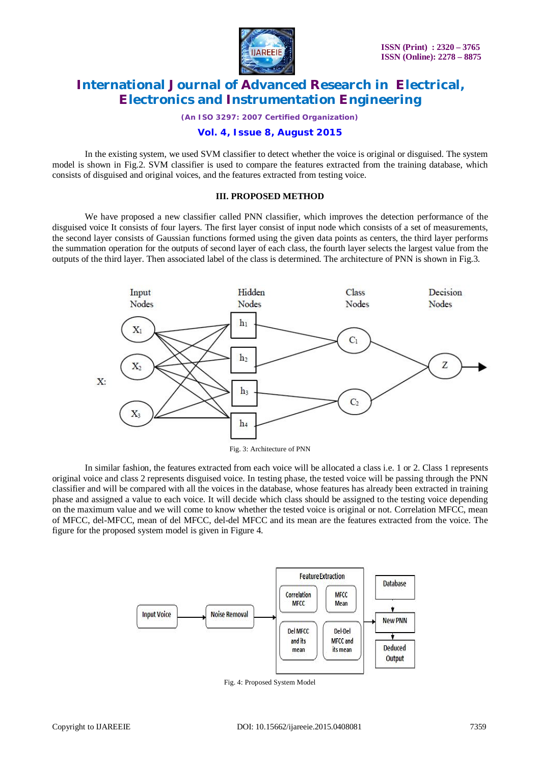In the existing system, we used SVM classifier to detect whether the voice is original or disguised. The system model is shown in Fig.2. SVM classifier is used to compare the features extracted from the training database, which consists of disguised and original voices, and the features extracted from testing voice.

## III. PROPOSED METHOD

We have proposed a new classifier called PNN classifier, which improves the detection performance of the disguised voice It consists of four layers. The first layer consist of input node which consists of a set of measurements, the second layer consists of Gaussian functions formed using the given data points as centers, the third layer performs the summation operation for the outputs of second layer of each class, the fourth layer selects the largest value from the outputs of the third layer. Then associated label of the class is determined. The architecture of PNN is shown in Fig.3.

Fig. 3: Architecture of PNN

In similar fashion, the features extracted from each voice will be allocated a class i.e. 1 or 2. Class 1 represents original voice and class 2 represents disguised voice. In testing phase, the tested voice will be passing through the PNN classifier and will be compared with all the voices in the database, whose features has already been extracted in training phase and assigned a value to each voice. It will decide which class should be assigned to the testing voice depending on the maximum value and we will come to know whether the tested voice is original or not. Correlation MFCC, mean of MFCC, del-MFCC, mean of del MFCC, del-del MFCC and its mean are the features extracted from the voice. The figure for the proposed system model is given in Figure 4.

Fig. 4: Proposed System Model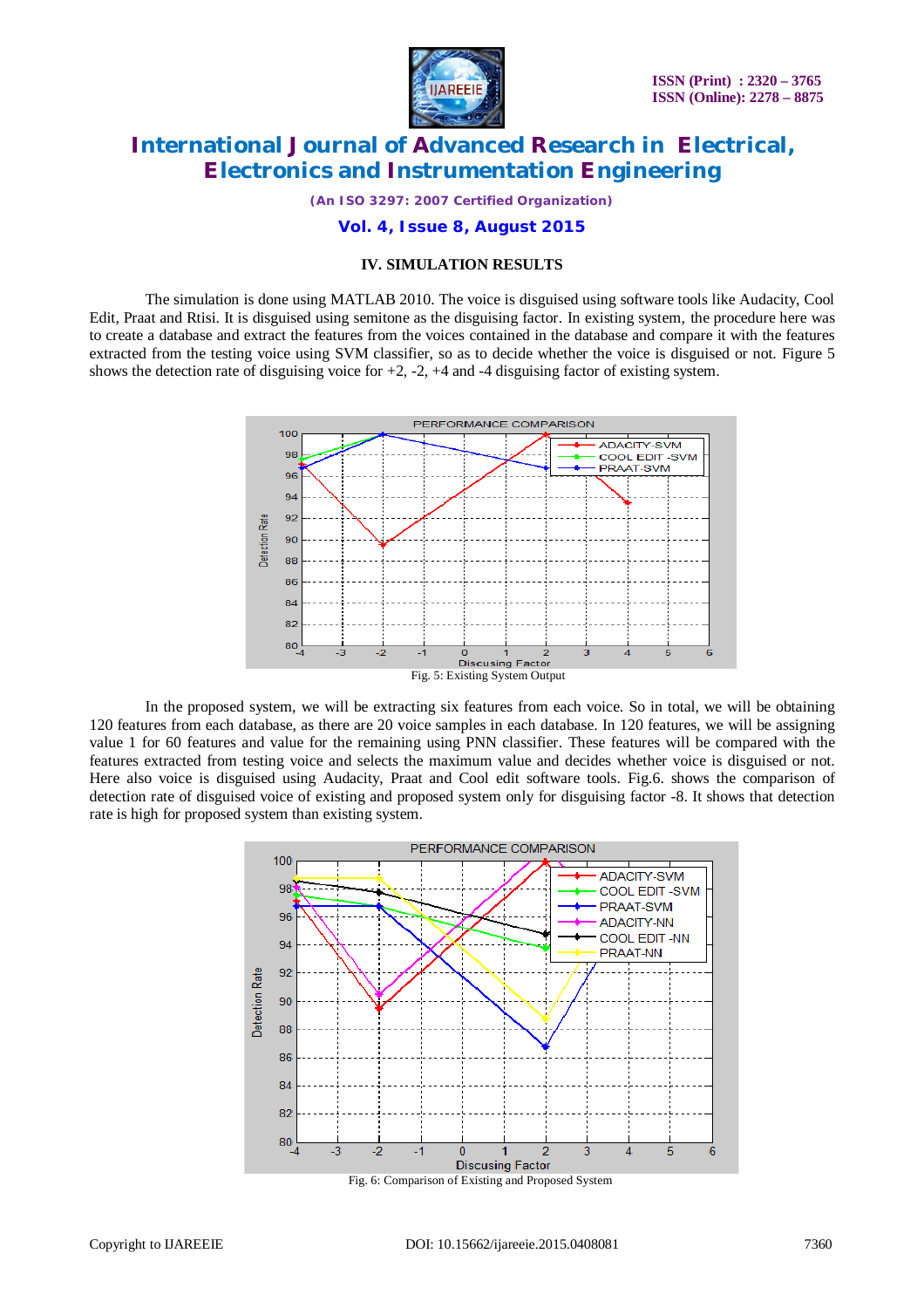## IV. SIMULATION RESULTS

The simulation is done using MATLAB 2010. The voice is disguised using software tools like Audacity, Cool Edit, Praat and Rtisi. It is disguised using semitone as the disguising factor. In existing system, the procedure here was to create a database and extract the features from the voices contained in the database and compare it with the features extracted from the testing voice using SVM classifier, so as to decide whether the voice is disguised or not. Figure 5 shows the detection rate of disguising voice for +2, -2, +4 and -4 disguising factor of existing system.

Fig. 5: Existing System Output

In the proposed system, we will be extracting six features from each voice. So in total, we will be obtaining 120 features from each database, as there are 20 voice samples in each database. In 120 features, we will be assigning value 1 for 60 features and value for the remaining using PNN classifier. These features will be compared with the features extracted from testing voice and selects the maximum value and decides whether voice is disguised or not. Here also voice is disguised using Audacity, Praat and Cool edit software tools. Fig.6. shows the comparison of detection rate of disguised voice of existing and proposed system only for disguising factor -8. It shows that detection rate is high for proposed system than existing system.

Fig. 6: Comparison of Existing and Proposed System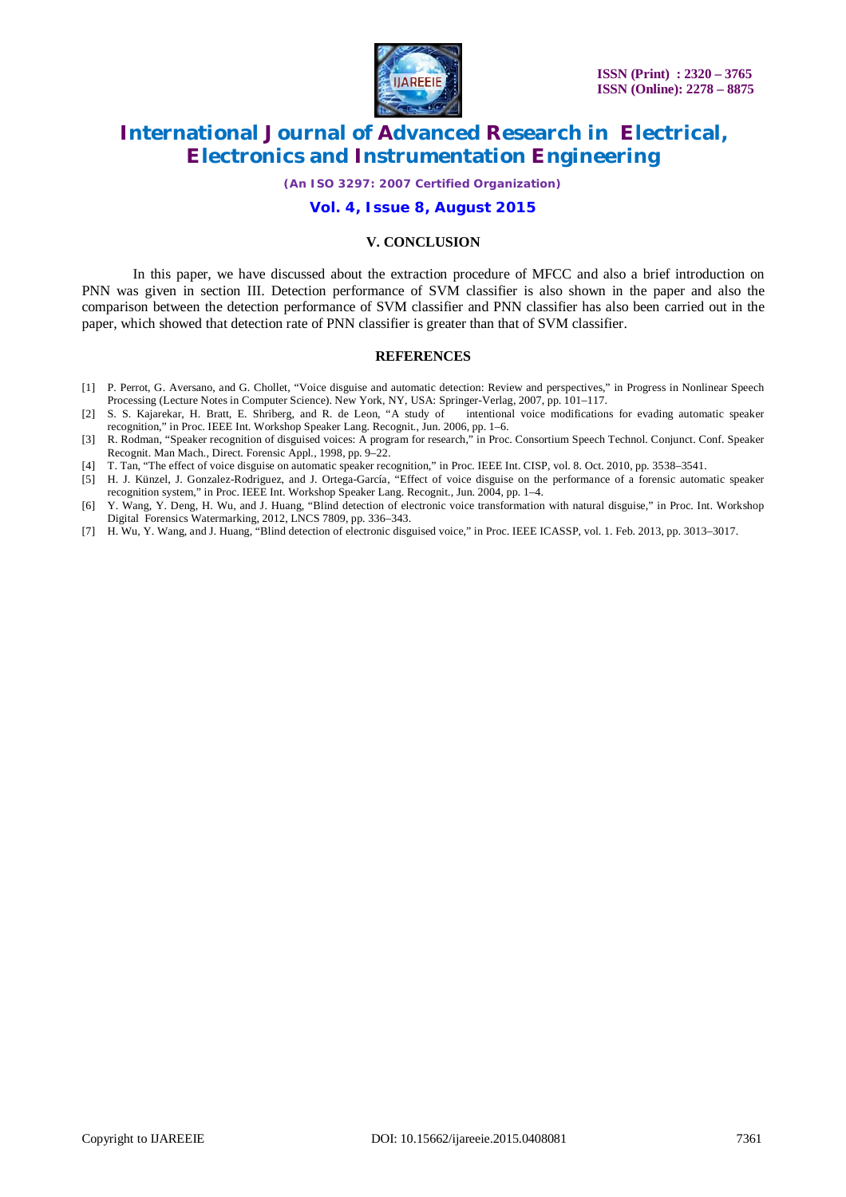## V. CONCLUSION

In this paper, we have discussed about the extraction procedure of MFCC and also a brief introduction on PNN was given in section III. Detection performance of SVM classifier is also shown in the paper and also the comparison between the detection performance of SVM classifier and PNN classifier has also been carried out in the paper, which showed that detection rate of PNN classifier is greater than that of SVM classifier.

## REFERENCES

[1] P. Perrot, G. Aversano, and G. Chollet, "Voice disguise and automatic detection: Review and perspectives," in Progress in Nonlinear Speech Processing (Lecture Notes in Computer Science). New York, NY, USA: Springer-Verlag, 2007, pp. 101–117.

[2] S. S. Kajarekar, H. Bratt, E. Shriberg, and R. de Leon, "A study of intentional voice modifications for evading automatic speaker recognition," in Proc. IEEE Int. Workshop Speaker Lang. Recognit., Jun. 2006, pp. 1–6.

[3] R. Rodman, "Speaker recognition of disguised voices: A program for research," in Proc. Consortium Speech Technol. Conjunct. Conf. Speaker Recognit. Man Mach., Direct. Forensic Appl., 1998, pp. 9–22.

[4] T. Tan, "The effect of voice disguise on automatic speaker recognition," in Proc. IEEE Int. CISP, vol. 8. Oct. 2010, pp. 3538–3541.

[5] H. J. Künzel, J. Gonzalez-Rodriguez, and J. Ortega-García, "Effect of voice disguise on the performance of a forensic automatic speaker recognition system," in Proc. IEEE Int. Workshop Speaker Lang. Recognit., Jun. 2004, pp. 1–4.

[6] Y. Wang, Y. Deng, H. Wu, and J. Huang, "Blind detection of electronic voice transformation with natural disguise," in Proc. Int. Workshop Digital Forensics Watermarking, 2012, LNCS 7809, pp. 336–343.

[7] H. Wu, Y. Wang, and J. Huang, "Blind detection of electronic disguised voice," in Proc. IEEE ICASSP, vol. 1. Feb. 2013, pp. 3013–3017.